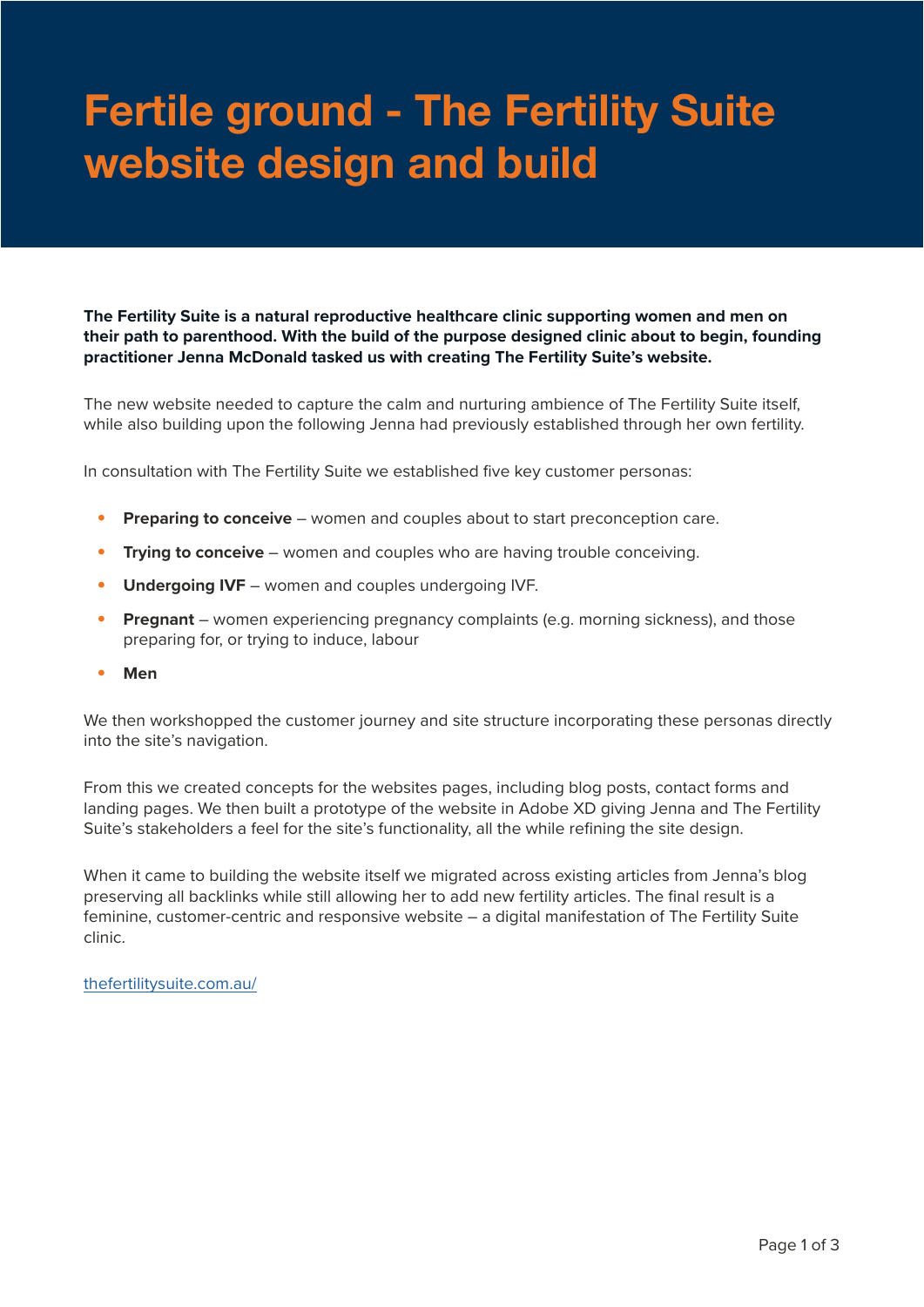# Fertile ground - The Fertility Suite website design and build

**The Fertility Suite is a natural reproductive healthcare clinic supporting women and men on their path to parenthood. With the build of the purpose designed clinic about to begin, founding practitioner Jenna McDonald tasked us with creating The Fertility Suite's website.**

The new website needed to capture the calm and nurturing ambience of The Fertility Suite itself, while also building upon the following Jenna had previously established through her own fertility.

In consultation with The Fertility Suite we established five key customer personas:

- **Preparing to conceive** – women and couples about to start preconception care.
- **Trying to conceive** – women and couples who are having trouble conceiving.
- **Undergoing IVF** – women and couples undergoing IVF.
- **Pregnant** – women experiencing pregnancy complaints (e.g. morning sickness), and those preparing for, or trying to induce, labour
- **Men**

We then workshopped the customer journey and site structure incorporating these personas directly into the site's navigation.

From this we created concepts for the websites pages, including blog posts, contact forms and landing pages. We then built a prototype of the website in Adobe XD giving Jenna and The Fertility Suite's stakeholders a feel for the site's functionality, all the while refining the site design.

When it came to building the website itself we migrated across existing articles from Jenna's blog preserving all backlinks while still allowing her to add new fertility articles. The final result is a feminine, customer-centric and responsive website – a digital manifestation of The Fertility Suite clinic.

[thefertilitysuite.com.au/](thefertilitysuite.com.au/)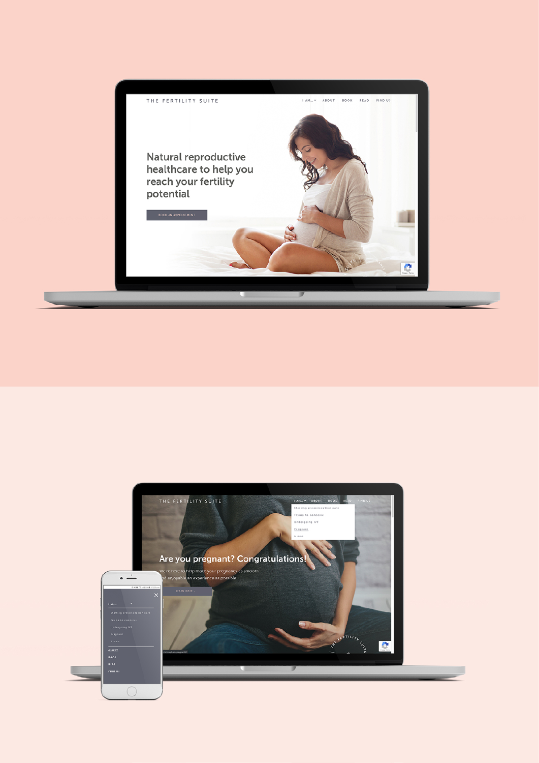THE FERTILITY SUITE

I AM... ABOUT BOOK READ FIND US

# Natural reproductive healthcare to help you reach your fertility potential

BOOK AN APPOINTMENT

---

THE FERTILITY SUITE

I AM... ABOUT BOOK READ FIND US

- Starting preconception care
- Trying to conceive
- Undergoing IVF
- Pregnant
- A man

# Are you pregnant? Congratulations!

We're here to help make your pregnancy as smooth and enjoyable an experience as possible.

LEARN MORE

---

I AM...

- Starting preconception care
- Trying to conceive
- Undergoing IVF
- Pregnant
- A man

ABOUT

BOOK

READ

FIND US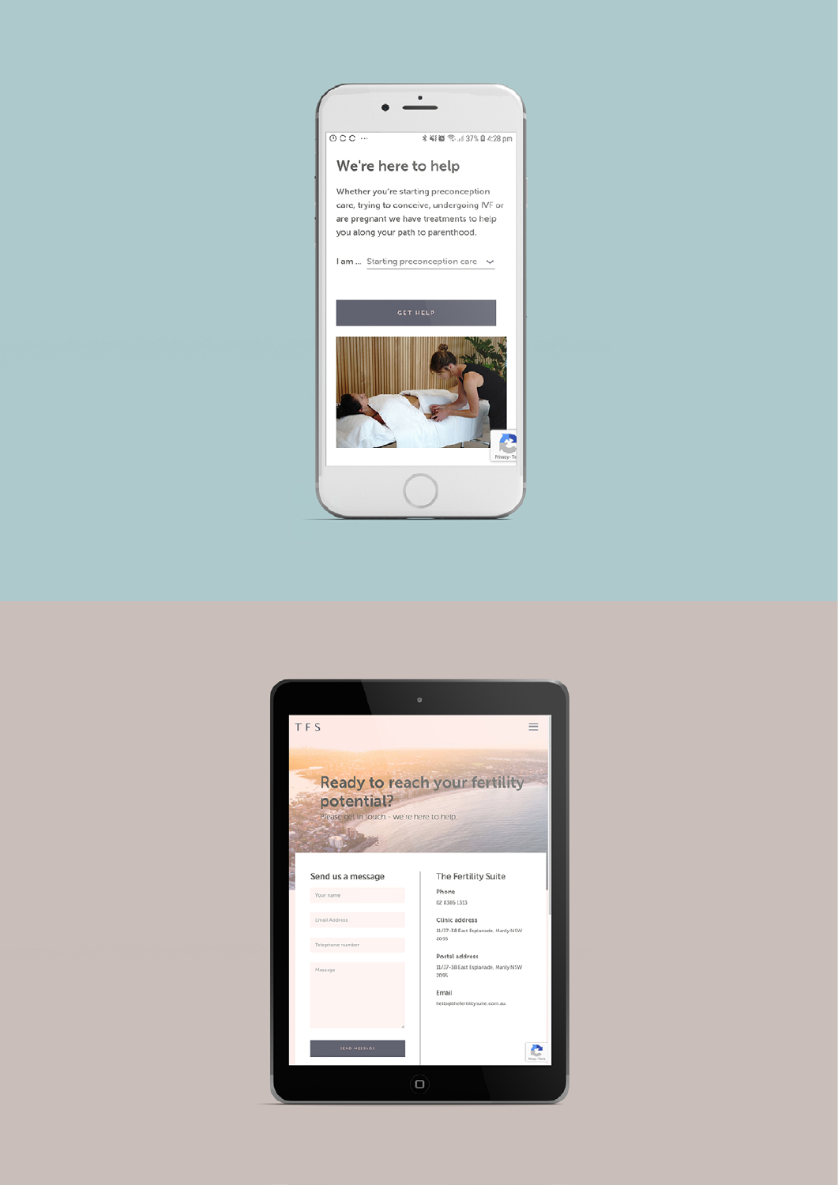## We're here to help

Whether you're starting preconception care, trying to conceive, undergoing IVF or are pregnant we have treatments to help you along your path to parenthood.

I am ... Starting preconception care

GET HELP

TFS

## Ready to reach your fertility potential?

Please get in touch - we're here to help.

### Send us a message

Your name

Email Address

Telephone number

Message

SEND MESSAGE

### The Fertility Suite

**Phone**

02 8386 1313

**Clinic address**

11/37-38 East Esplanade, Manly NSW 2095

**Postal address**

11/37-38 East Esplanade, Manly NSW 2095

**Email**

hello@thefertilitysuite.com.au